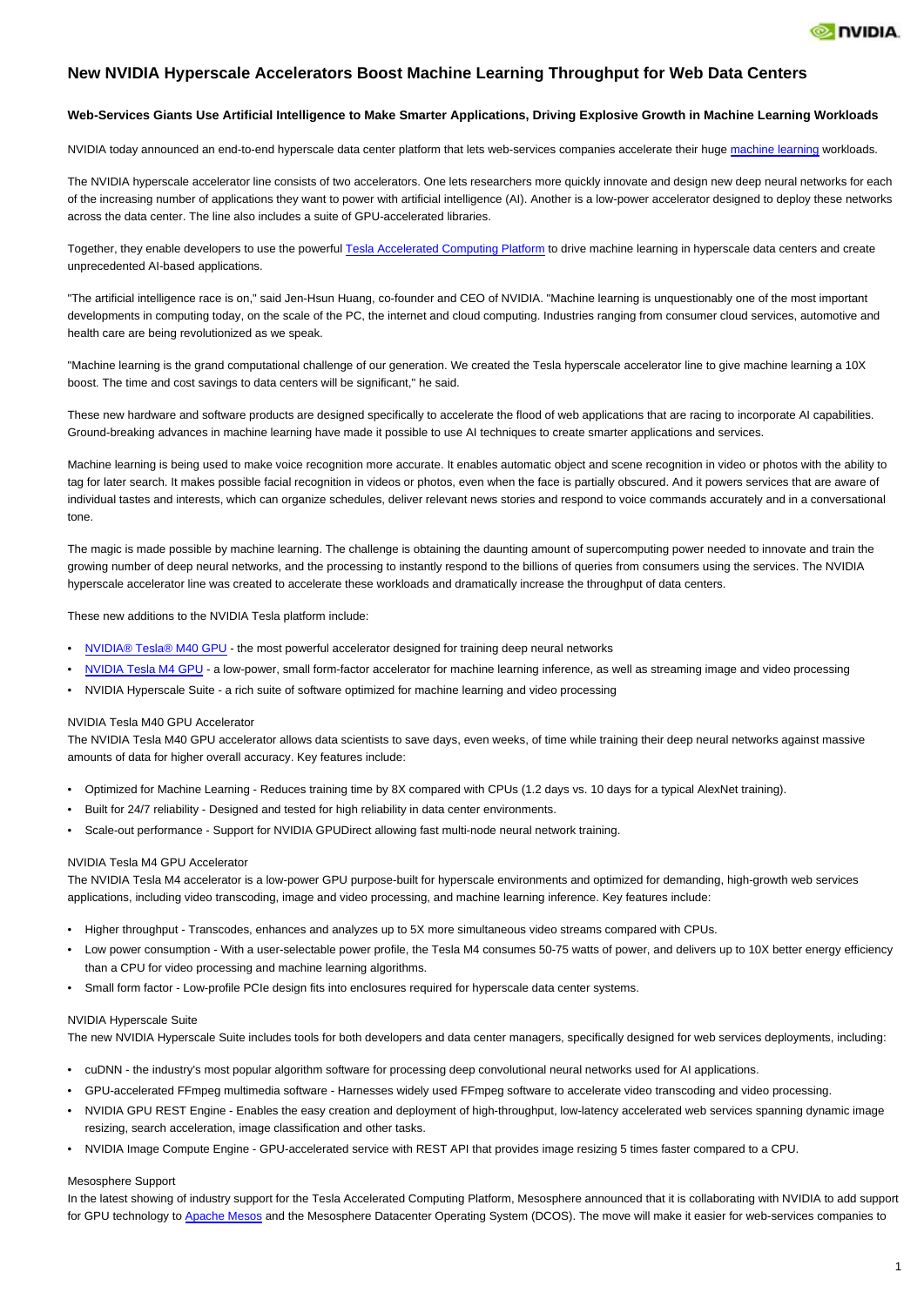# New NVIDIA Hyperscale Accelerators Boost Machine Learning Throughput for Web Data Centers

**Web-Services Giants Use Artificial Intelligence to Make Smarter Applications, Driving Explosive Growth in Machine Learning Workloads**

NVIDIA today announced an end-to-end hyperscale data center platform that lets web-services companies accelerate their huge machine learning workloads.

The NVIDIA hyperscale accelerator line consists of two accelerators. One lets researchers more quickly innovate and design new deep neural networks for each of the increasing number of applications they want to power with artificial intelligence (AI). Another is a low-power accelerator designed to deploy these networks across the data center. The line also includes a suite of GPU-accelerated libraries.

Together, they enable developers to use the powerful Tesla Accelerated Computing Platform to drive machine learning in hyperscale data centers and create unprecedented AI-based applications.

"The artificial intelligence race is on," said Jen-Hsun Huang, co-founder and CEO of NVIDIA. "Machine learning is unquestionably one of the most important developments in computing today, on the scale of the PC, the internet and cloud computing. Industries ranging from consumer cloud services, automotive and health care are being revolutionized as we speak.

"Machine learning is the grand computational challenge of our generation. We created the Tesla hyperscale accelerator line to give machine learning a 10X boost. The time and cost savings to data centers will be significant," he said.

These new hardware and software products are designed specifically to accelerate the flood of web applications that are racing to incorporate AI capabilities. Ground-breaking advances in machine learning have made it possible to use AI techniques to create smarter applications and services.

Machine learning is being used to make voice recognition more accurate. It enables automatic object and scene recognition in video or photos with the ability to tag for later search. It makes possible facial recognition in videos or photos, even when the face is partially obscured. And it powers services that are aware of individual tastes and interests, which can organize schedules, deliver relevant news stories and respond to voice commands accurately and in a conversational tone.

The magic is made possible by machine learning. The challenge is obtaining the daunting amount of supercomputing power needed to innovate and train the growing number of deep neural networks, and the processing to instantly respond to the billions of queries from consumers using the services. The NVIDIA hyperscale accelerator line was created to accelerate these workloads and dramatically increase the throughput of data centers.

These new additions to the NVIDIA Tesla platform include:

- NVIDIA® Tesla® M40 GPU - the most powerful accelerator designed for training deep neural networks
- NVIDIA Tesla M4 GPU - a low-power, small form-factor accelerator for machine learning inference, as well as streaming image and video processing
- NVIDIA Hyperscale Suite - a rich suite of software optimized for machine learning and video processing

NVIDIA Tesla M40 GPU Accelerator

The NVIDIA Tesla M40 GPU accelerator allows data scientists to save days, even weeks, of time while training their deep neural networks against massive amounts of data for higher overall accuracy. Key features include:

- Optimized for Machine Learning - Reduces training time by 8X compared with CPUs (1.2 days vs. 10 days for a typical AlexNet training).
- Built for 24/7 reliability - Designed and tested for high reliability in data center environments.
- Scale-out performance - Support for NVIDIA GPUDirect allowing fast multi-node neural network training.

NVIDIA Tesla M4 GPU Accelerator

The NVIDIA Tesla M4 accelerator is a low-power GPU purpose-built for hyperscale environments and optimized for demanding, high-growth web services applications, including video transcoding, image and video processing, and machine learning inference. Key features include:

- Higher throughput - Transcodes, enhances and analyzes up to 5X more simultaneous video streams compared with CPUs.
- Low power consumption - With a user-selectable power profile, the Tesla M4 consumes 50-75 watts of power, and delivers up to 10X better energy efficiency than a CPU for video processing and machine learning algorithms.
- Small form factor - Low-profile PCIe design fits into enclosures required for hyperscale data center systems.

NVIDIA Hyperscale Suite

The new NVIDIA Hyperscale Suite includes tools for both developers and data center managers, specifically designed for web services deployments, including:

- cuDNN - the industry's most popular algorithm software for processing deep convolutional neural networks used for AI applications.
- GPU-accelerated FFmpeg multimedia software - Harnesses widely used FFmpeg software to accelerate video transcoding and video processing.
- NVIDIA GPU REST Engine - Enables the easy creation and deployment of high-throughput, low-latency accelerated web services spanning dynamic image resizing, search acceleration, image classification and other tasks.
- NVIDIA Image Compute Engine - GPU-accelerated service with REST API that provides image resizing 5 times faster compared to a CPU.

Mesosphere Support

In the latest showing of industry support for the Tesla Accelerated Computing Platform, Mesosphere announced that it is collaborating with NVIDIA to add support for GPU technology to Apache Mesos and the Mesosphere Datacenter Operating System (DCOS). The move will make it easier for web-services companies to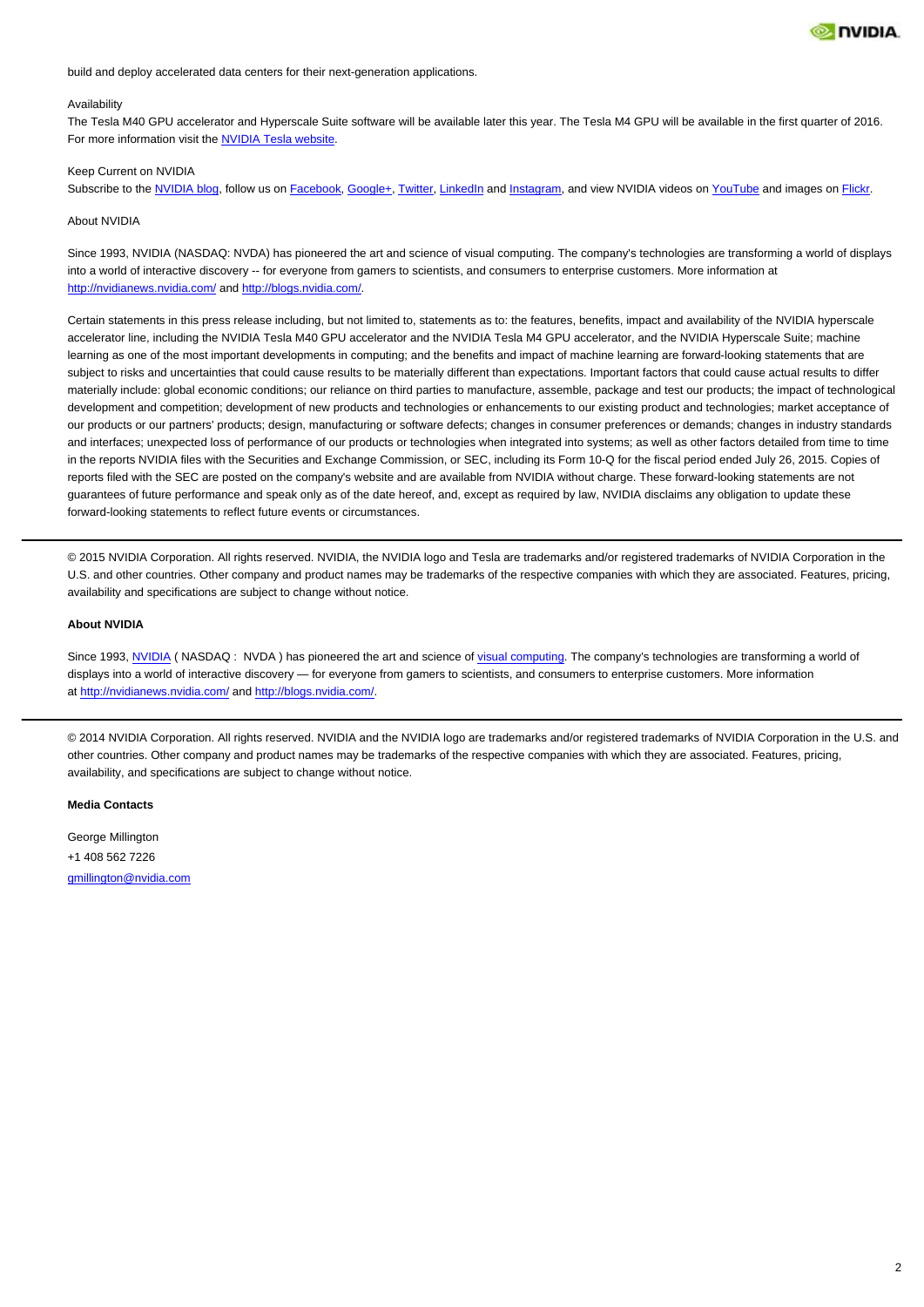build and deploy accelerated data centers for their next-generation applications.

Availability

The Tesla M40 GPU accelerator and Hyperscale Suite software will be available later this year. The Tesla M4 GPU will be available in the first quarter of 2016. For more information visit the NVIDIA Tesla website.

Keep Current on NVIDIA

Subscribe to the NVIDIA blog, follow us on Facebook, Google+, Twitter, LinkedIn and Instagram, and view NVIDIA videos on YouTube and images on Flickr.

About NVIDIA

Since 1993, NVIDIA (NASDAQ: NVDA) has pioneered the art and science of visual computing. The company's technologies are transforming a world of displays into a world of interactive discovery -- for everyone from gamers to scientists, and consumers to enterprise customers. More information at http://nvidianews.nvidia.com/ and http://blogs.nvidia.com/.

Certain statements in this press release including, but not limited to, statements as to: the features, benefits, impact and availability of the NVIDIA hyperscale accelerator line, including the NVIDIA Tesla M40 GPU accelerator and the NVIDIA Tesla M4 GPU accelerator, and the NVIDIA Hyperscale Suite; machine learning as one of the most important developments in computing; and the benefits and impact of machine learning are forward-looking statements that are subject to risks and uncertainties that could cause results to be materially different than expectations. Important factors that could cause actual results to differ materially include: global economic conditions; our reliance on third parties to manufacture, assemble, package and test our products; the impact of technological development and competition; development of new products and technologies or enhancements to our existing product and technologies; market acceptance of our products or our partners' products; design, manufacturing or software defects; changes in consumer preferences or demands; changes in industry standards and interfaces; unexpected loss of performance of our products or technologies when integrated into systems; as well as other factors detailed from time to time in the reports NVIDIA files with the Securities and Exchange Commission, or SEC, including its Form 10-Q for the fiscal period ended July 26, 2015. Copies of reports filed with the SEC are posted on the company's website and are available from NVIDIA without charge. These forward-looking statements are not guarantees of future performance and speak only as of the date hereof, and, except as required by law, NVIDIA disclaims any obligation to update these forward-looking statements to reflect future events or circumstances.

---

© 2015 NVIDIA Corporation. All rights reserved. NVIDIA, the NVIDIA logo and Tesla are trademarks and/or registered trademarks of NVIDIA Corporation in the U.S. and other countries. Other company and product names may be trademarks of the respective companies with which they are associated. Features, pricing, availability and specifications are subject to change without notice.

**About NVIDIA**

Since 1993, NVIDIA ( NASDAQ : NVDA ) has pioneered the art and science of visual computing. The company's technologies are transforming a world of displays into a world of interactive discovery — for everyone from gamers to scientists, and consumers to enterprise customers. More information at http://nvidianews.nvidia.com/ and http://blogs.nvidia.com/.

---

© 2014 NVIDIA Corporation. All rights reserved. NVIDIA and the NVIDIA logo are trademarks and/or registered trademarks of NVIDIA Corporation in the U.S. and other countries. Other company and product names may be trademarks of the respective companies with which they are associated. Features, pricing, availability, and specifications are subject to change without notice.

**Media Contacts**

George Millington

+1 408 562 7226

gmillington@nvidia.com